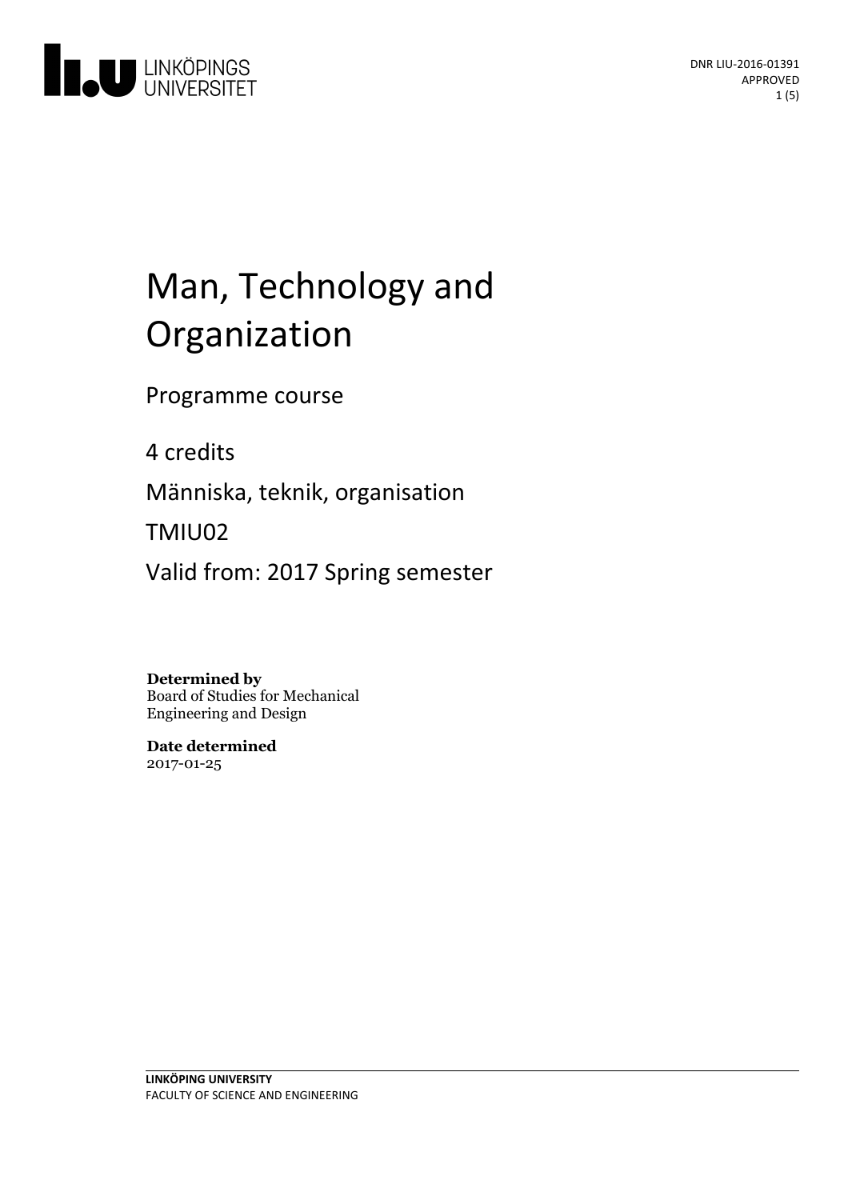LINKÖPINGS UNIVERSITET

DNR LIU-2016-01391
APPROVED

# Man, Technology and Organization

Programme course

4 credits

Människa, teknik, organisation

TMIU02

Valid from: 2017 Spring semester

**Determined by**
Board of Studies for Mechanical Engineering and Design

**Date determined**
2017-01-25

**LINKÖPING UNIVERSITY**
FACULTY OF SCIENCE AND ENGINEERING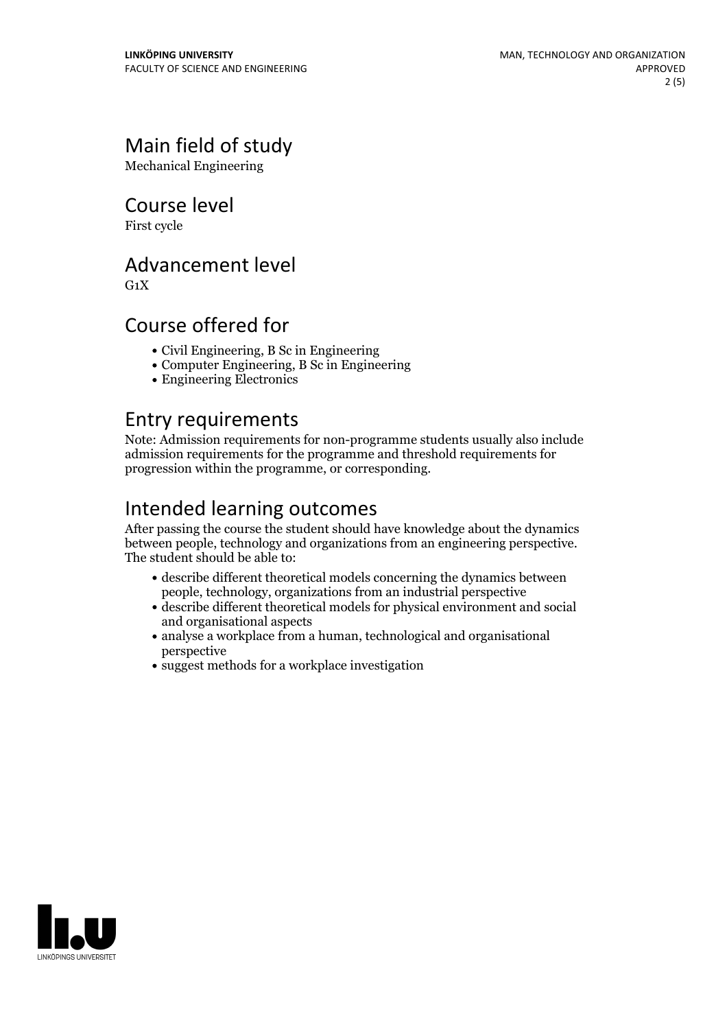## Main field of study

Mechanical Engineering

## Course level

First cycle

## Advancement level

G1X

## Course offered for

- Civil Engineering, B Sc in Engineering
- Computer Engineering, B Sc in Engineering
- Engineering Electronics

## Entry requirements

Note: Admission requirements for non-programme students usually also include admission requirements for the programme and threshold requirements for progression within the programme, or corresponding.

## Intended learning outcomes

After passing the course the student should have knowledge about the dynamics between people, technology and organizations from an engineering perspective. The student should be able to:

- describe different theoretical models concerning the dynamics between people, technology, organizations from an industrial perspective
- describe different theoretical models for physical environment and social and organisational aspects
- analyse a workplace from a human, technological and organisational perspective
- suggest methods for a workplace investigation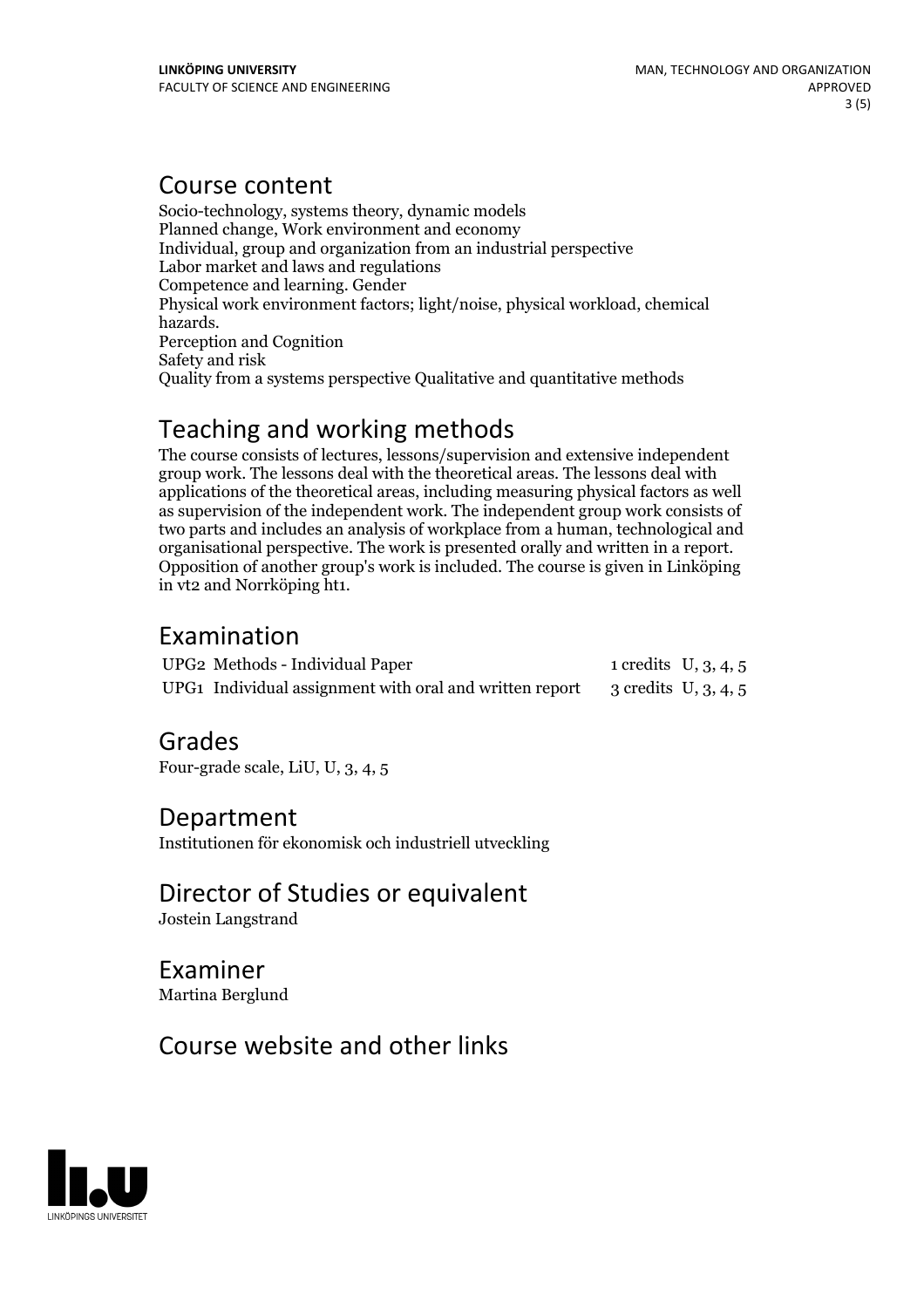## Course content

Socio-technology, systems theory, dynamic models
Planned change, Work environment and economy
Individual, group and organization from an industrial perspective
Labor market and laws and regulations
Competence and learning. Gender
Physical work environment factors; light/noise, physical workload, chemical hazards.
Perception and Cognition
Safety and risk
Quality from a systems perspective Qualitative and quantitative methods

## Teaching and working methods

The course consists of lectures, lessons/supervision and extensive independent group work. The lessons deal with the theoretical areas. The lessons deal with applications of the theoretical areas, including measuring physical factors as well as supervision of the independent work. The independent group work consists of two parts and includes an analysis of workplace from a human, technological and organisational perspective. The work is presented orally and written in a report. Opposition of another group's work is included. The course is given in Linköping in vt2 and Norrköping ht1.

## Examination

| | | | |
|---|---|---|---|
| UPG2 | Methods - Individual Paper | 1 credits | U, 3, 4, 5 |
| UPG1 | Individual assignment with oral and written report | 3 credits | U, 3, 4, 5 |

## Grades

Four-grade scale, LiU, U, 3, 4, 5

## Department

Institutionen för ekonomisk och industriell utveckling

## Director of Studies or equivalent

Jostein Langstrand

## Examiner

Martina Berglund

## Course website and other links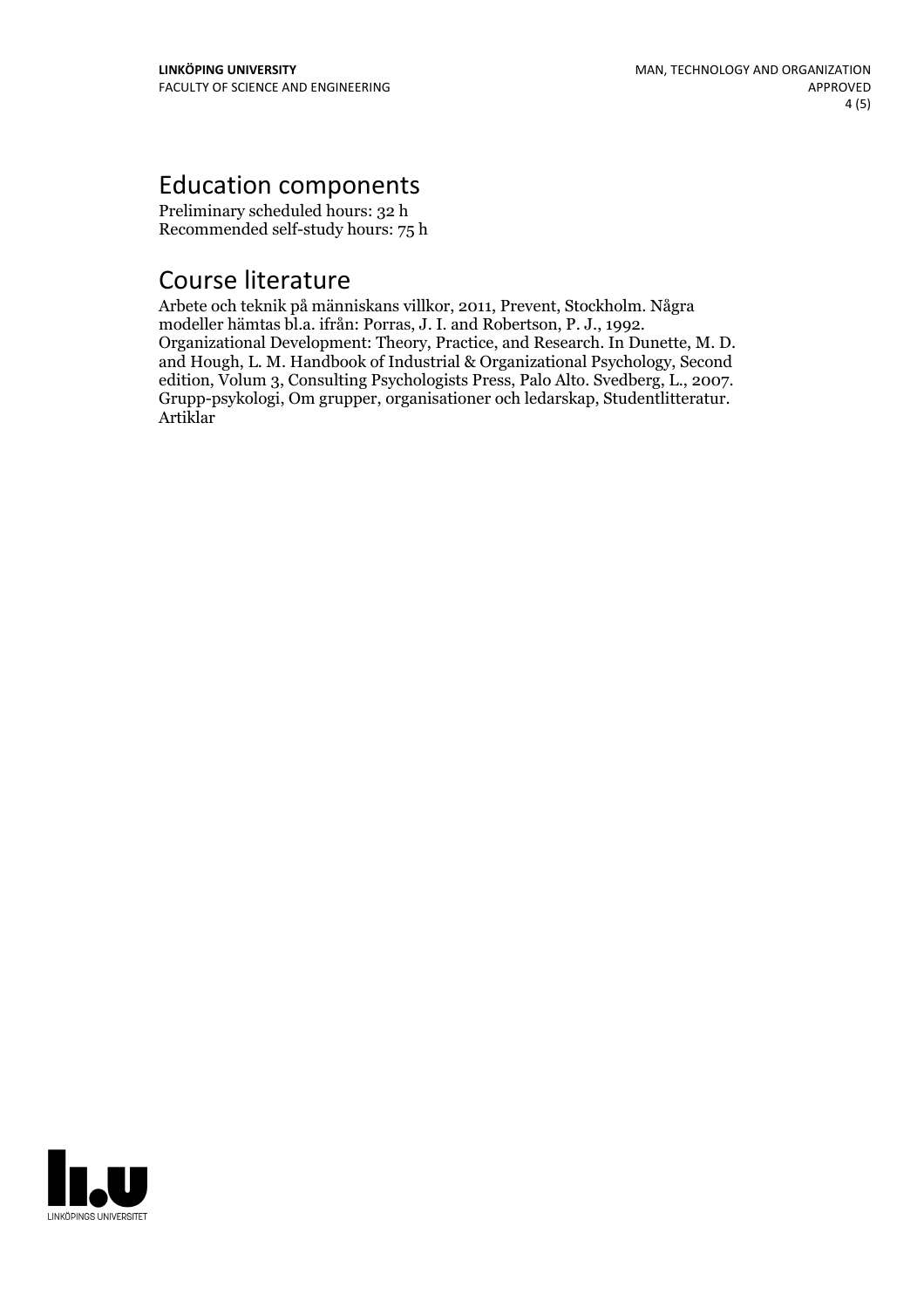## Education components

Preliminary scheduled hours: 32 h
Recommended self-study hours: 75 h

## Course literature

Arbete och teknik på människans villkor, 2011, Prevent, Stockholm. Några modeller hämtas bl.a. ifrån: Porras, J. I. and Robertson, P. J., 1992. Organizational Development: Theory, Practice, and Research. In Dunette, M. D. and Hough, L. M. Handbook of Industrial & Organizational Psychology, Second edition, Volum 3, Consulting Psychologists Press, Palo Alto. Svedberg, L., 2007. Grupp-psykologi, Om grupper, organisationer och ledarskap, Studentlitteratur. Artiklar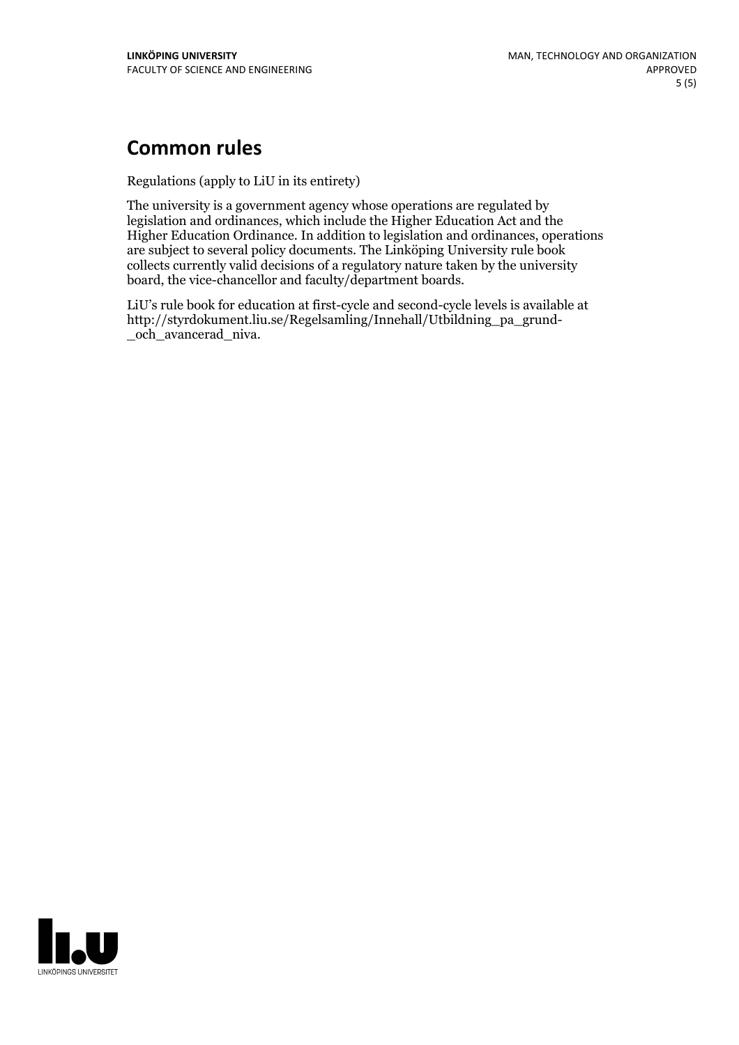## Common rules

Regulations (apply to LiU in its entirety)

The university is a government agency whose operations are regulated by legislation and ordinances, which include the Higher Education Act and the Higher Education Ordinance. In addition to legislation and ordinances, operations are subject to several policy documents. The Linköping University rule book collects currently valid decisions of a regulatory nature taken by the university board, the vice-chancellor and faculty/department boards.

LiU's rule book for education at first-cycle and second-cycle levels is available at http://styrdokument.liu.se/Regelsamling/Innehall/Utbildning_pa_grund-_och_avancerad_niva.